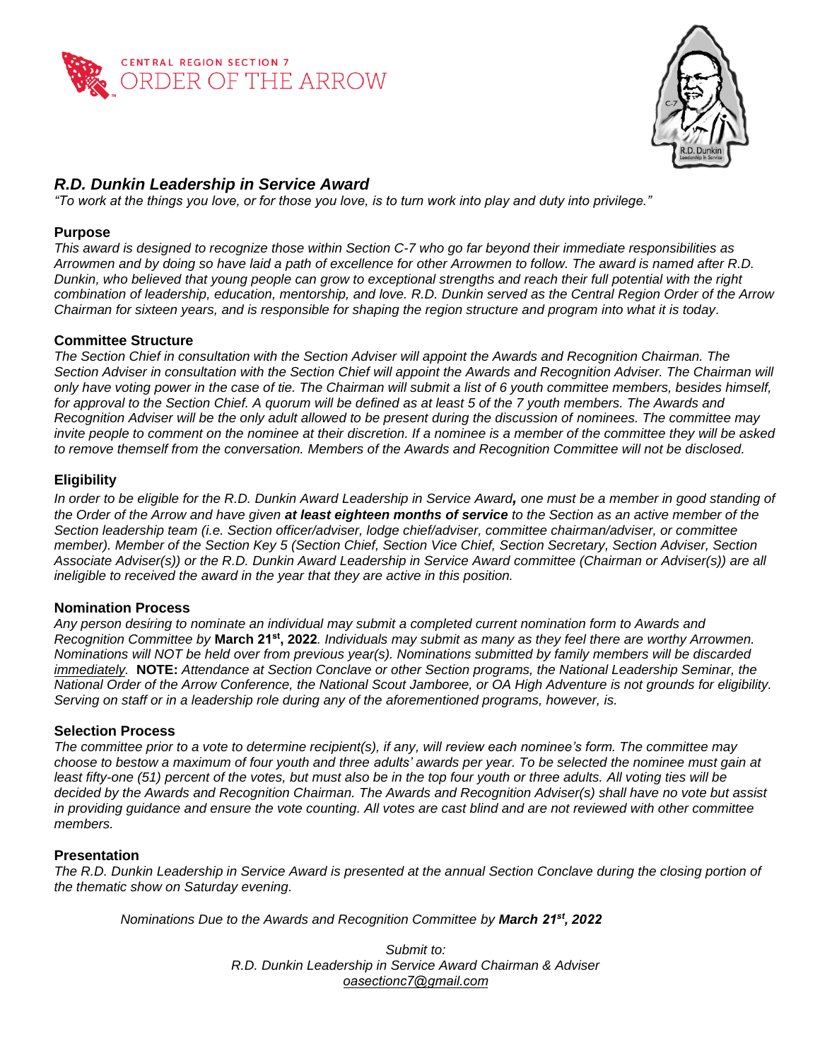CENTRAL REGION SECTION 7
ORDER OF THE ARROW

## *R.D. Dunkin Leadership in Service Award*

*"To work at the things you love, or for those you love, is to turn work into play and duty into privilege."*

### Purpose

*This award is designed to recognize those within Section C-7 who go far beyond their immediate responsibilities as Arrowmen and by doing so have laid a path of excellence for other Arrowmen to follow. The award is named after R.D. Dunkin, who believed that young people can grow to exceptional strengths and reach their full potential with the right combination of leadership, education, mentorship, and love. R.D. Dunkin served as the Central Region Order of the Arrow Chairman for sixteen years, and is responsible for shaping the region structure and program into what it is today.*

### Committee Structure

*The Section Chief in consultation with the Section Adviser will appoint the Awards and Recognition Chairman. The Section Adviser in consultation with the Section Chief will appoint the Awards and Recognition Adviser. The Chairman will only have voting power in the case of tie. The Chairman will submit a list of 6 youth committee members, besides himself, for approval to the Section Chief. A quorum will be defined as at least 5 of the 7 youth members. The Awards and Recognition Adviser will be the only adult allowed to be present during the discussion of nominees. The committee may invite people to comment on the nominee at their discretion. If a nominee is a member of the committee they will be asked to remove themself from the conversation. Members of the Awards and Recognition Committee will not be disclosed.*

### Eligibility

*In order to be eligible for the R.D. Dunkin Award Leadership in Service Award**,** one must be a member in good standing of the Order of the Arrow and have given **at least eighteen months of service** to the Section as an active member of the Section leadership team (i.e. Section officer/adviser, lodge chief/adviser, committee chairman/adviser, or committee member). Member of the Section Key 5 (Section Chief, Section Vice Chief, Section Secretary, Section Adviser, Section Associate Adviser(s)) or the R.D. Dunkin Award Leadership in Service Award committee (Chairman or Adviser(s)) are all ineligible to received the award in the year that they are active in this position.*

### Nomination Process

*Any person desiring to nominate an individual may submit a completed current nomination form to Awards and Recognition Committee by* **March 21st, 2022***. Individuals may submit as many as they feel there are worthy Arrowmen. Nominations will NOT be held over from previous year(s). Nominations submitted by family members will be discarded immediately.* **NOTE:** *Attendance at Section Conclave or other Section programs, the National Leadership Seminar, the National Order of the Arrow Conference, the National Scout Jamboree, or OA High Adventure is not grounds for eligibility. Serving on staff or in a leadership role during any of the aforementioned programs, however, is.*

### Selection Process

*The committee prior to a vote to determine recipient(s), if any, will review each nominee's form. The committee may choose to bestow a maximum of four youth and three adults' awards per year. To be selected the nominee must gain at least fifty-one (51) percent of the votes, but must also be in the top four youth or three adults. All voting ties will be decided by the Awards and Recognition Chairman. The Awards and Recognition Adviser(s) shall have no vote but assist in providing guidance and ensure the vote counting. All votes are cast blind and are not reviewed with other committee members.*

### Presentation

*The R.D. Dunkin Leadership in Service Award is presented at the annual Section Conclave during the closing portion of the thematic show on Saturday evening.*

*Nominations Due to the Awards and Recognition Committee by **March 21st, 2022***

*Submit to:*
*R.D. Dunkin Leadership in Service Award Chairman & Adviser*
*oasectionc7@gmail.com*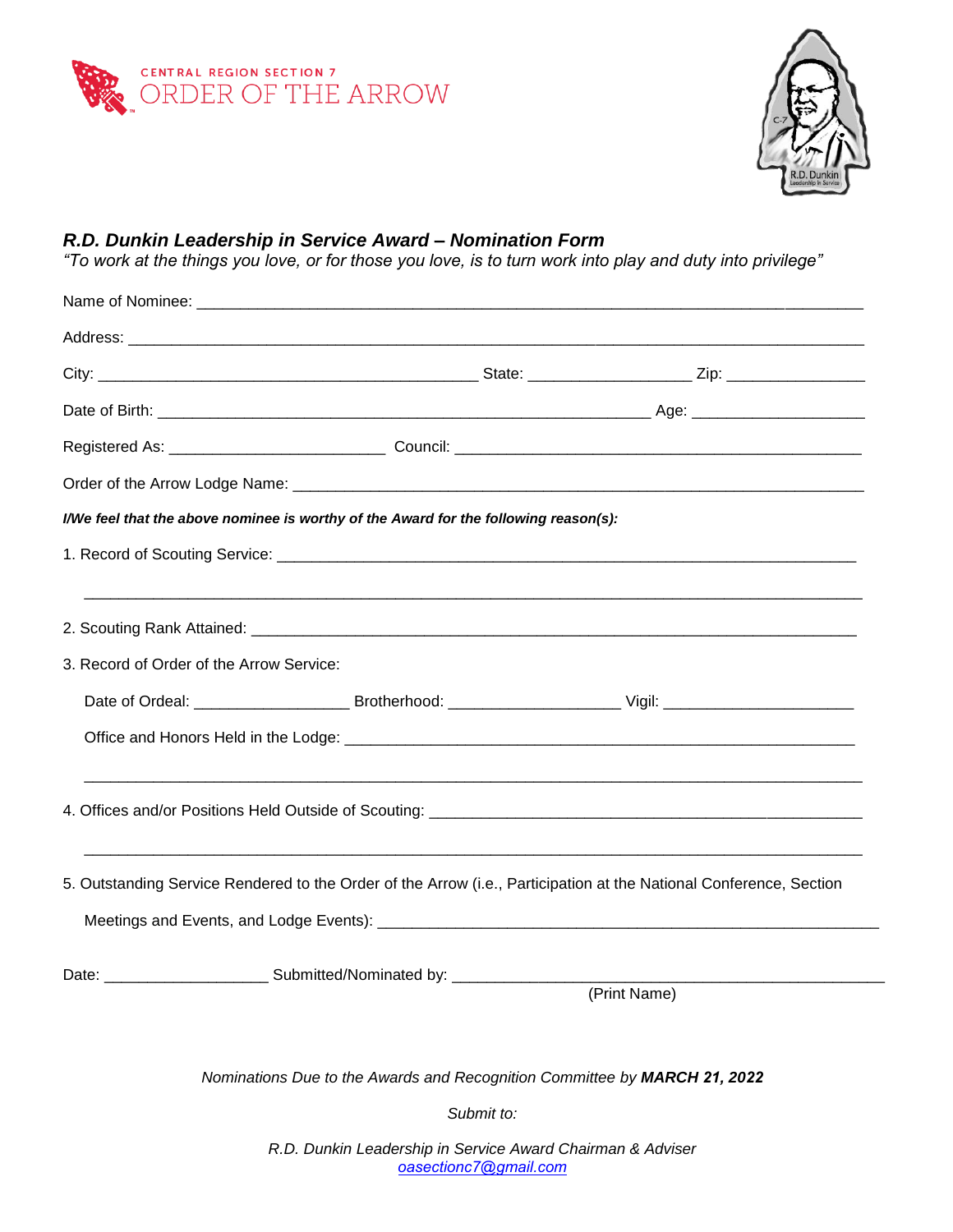CENTRAL REGION SECTION 7
ORDER OF THE ARROW

### *R.D. Dunkin Leadership in Service Award – Nomination Form*

*"To work at the things you love, or for those you love, is to turn work into play and duty into privilege"*

Name of Nominee: ____________________________________________________________

Address: ____________________________________________________________

City: ______________________________ State: ______________ Zip: ____________

Date of Birth: ______________________________________ Age: _______________

Registered As: __________________ Council: ____________________________________

Order of the Arrow Lodge Name: ____________________________________________

***I/We feel that the above nominee is worthy of the Award for the following reason(s):***

1. Record of Scouting Service: ____________________________________________

____________________________________________________________

2. Scouting Rank Attained: ____________________________________________

3. Record of Order of the Arrow Service:

   Date of Ordeal: ______________ Brotherhood: _______________ Vigil: ________________

   Office and Honors Held in the Lodge: ________________________________________

____________________________________________________________

4. Offices and/or Positions Held Outside of Scouting: ____________________________________

____________________________________________________________

5. Outstanding Service Rendered to the Order of the Arrow (i.e., Participation at the National Conference, Section Meetings and Events, and Lodge Events): ____________________________________________

Date: ______________ Submitted/Nominated by: ______________________________________
(Print Name)

*Nominations Due to the Awards and Recognition Committee by* ***MARCH 21, 2022***

*Submit to:*

*R.D. Dunkin Leadership in Service Award Chairman & Adviser*
*oasectionc7@gmail.com*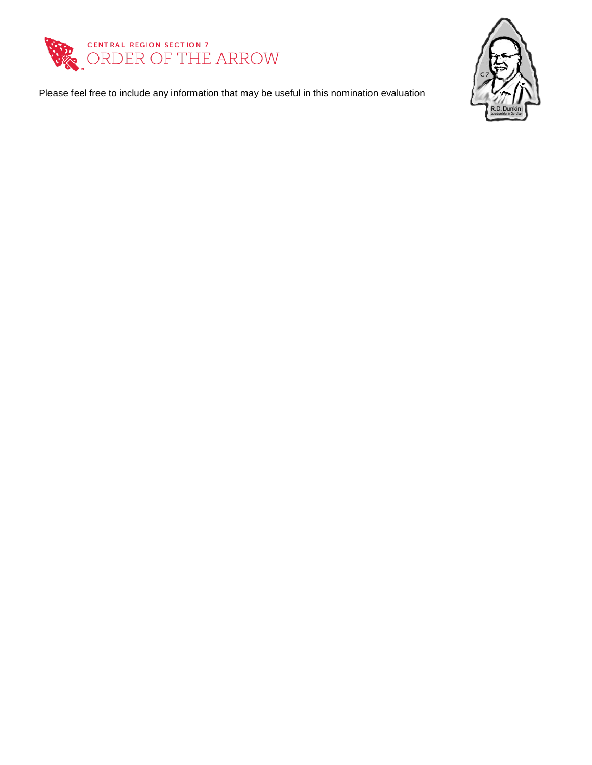CENTRAL REGION SECTION 7
ORDER OF THE ARROW

Please feel free to include any information that may be useful in this nomination evaluation